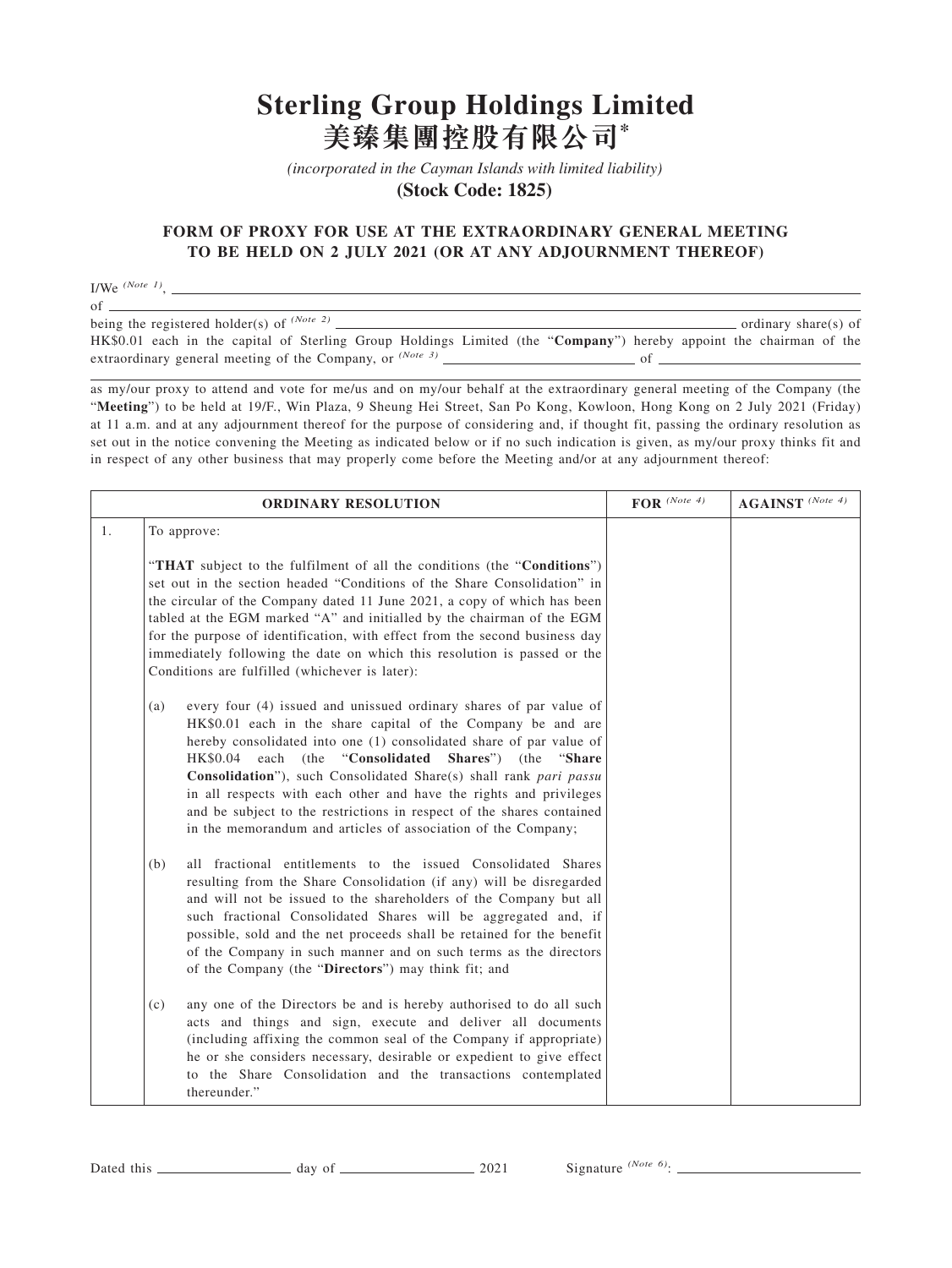# Sterling Group Holdings Limited
# 美臻集團控股有限公司*

*(incorporated in the Cayman Islands with limited liability)*

**(Stock Code: 1825)**

## FORM OF PROXY FOR USE AT THE EXTRAORDINARY GENERAL MEETING TO BE HELD ON 2 JULY 2021 (OR AT ANY ADJOURNMENT THEREOF)

I/We *(Note 1)*, ____________________________________________________________

of ____________________________________________________________

being the registered holder(s) of *(Note 2)* ______________________ ordinary share(s) of HK$0.01 each in the capital of Sterling Group Holdings Limited (the "**Company**") hereby appoint the chairman of the extraordinary general meeting of the Company, or *(Note 3)* ______________________ of ______________________

____________________________________________________________

as my/our proxy to attend and vote for me/us and on my/our behalf at the extraordinary general meeting of the Company (the "**Meeting**") to be held at 19/F., Win Plaza, 9 Sheung Hei Street, San Po Kong, Kowloon, Hong Kong on 2 July 2021 (Friday) at 11 a.m. and at any adjournment thereof for the purpose of considering and, if thought fit, passing the ordinary resolution as set out in the notice convening the Meeting as indicated below or if no such indication is given, as my/our proxy thinks fit and in respect of any other business that may properly come before the Meeting and/or at any adjournment thereof:

| | ORDINARY RESOLUTION | FOR *(Note 4)* | AGAINST *(Note 4)* |
|---|---|---|---|
| 1. | To approve:<br><br>"**THAT** subject to the fulfilment of all the conditions (the "**Conditions**") set out in the section headed "Conditions of the Share Consolidation" in the circular of the Company dated 11 June 2021, a copy of which has been tabled at the EGM marked "A" and initialled by the chairman of the EGM for the purpose of identification, with effect from the second business day immediately following the date on which this resolution is passed or the Conditions are fulfilled (whichever is later):<br><br>(a) every four (4) issued and unissued ordinary shares of par value of HK$0.01 each in the share capital of the Company be and are hereby consolidated into one (1) consolidated share of par value of HK$0.04 each (the "**Consolidated Shares**") (the "**Share Consolidation**"), such Consolidated Share(s) shall rank *pari passu* in all respects with each other and have the rights and privileges and be subject to the restrictions in respect of the shares contained in the memorandum and articles of association of the Company;<br><br>(b) all fractional entitlements to the issued Consolidated Shares resulting from the Share Consolidation (if any) will be disregarded and will not be issued to the shareholders of the Company but all such fractional Consolidated Shares will be aggregated and, if possible, sold and the net proceeds shall be retained for the benefit of the Company in such manner and on such terms as the directors of the Company (the "**Directors**") may think fit; and<br><br>(c) any one of the Directors be and is hereby authorised to do all such acts and things and sign, execute and deliver all documents (including affixing the common seal of the Company if appropriate) he or she considers necessary, desirable or expedient to give effect to the Share Consolidation and the transactions contemplated thereunder." | | |

Dated this ______________ day of ______________ 2021 Signature *(Note 6)*: ______________________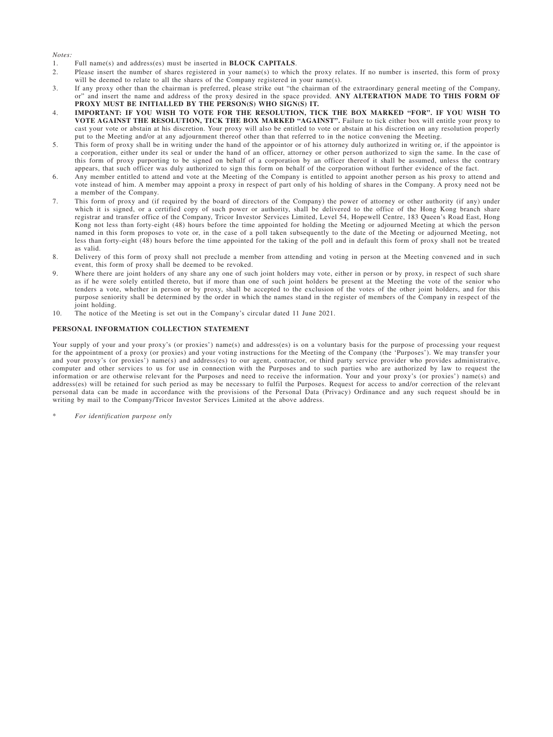*Notes:*

1. Full name(s) and address(es) must be inserted in **BLOCK CAPITALS**.
2. Please insert the number of shares registered in your name(s) to which the proxy relates. If no number is inserted, this form of proxy will be deemed to relate to all the shares of the Company registered in your name(s).
3. If any proxy other than the chairman is preferred, please strike out "the chairman of the extraordinary general meeting of the Company, or" and insert the name and address of the proxy desired in the space provided. **ANY ALTERATION MADE TO THIS FORM OF PROXY MUST BE INITIALLED BY THE PERSON(S) WHO SIGN(S) IT.**
4. **IMPORTANT: IF YOU WISH TO VOTE FOR THE RESOLUTION, TICK THE BOX MARKED "FOR". IF YOU WISH TO VOTE AGAINST THE RESOLUTION, TICK THE BOX MARKED "AGAINST".** Failure to tick either box will entitle your proxy to cast your vote or abstain at his discretion. Your proxy will also be entitled to vote or abstain at his discretion on any resolution properly put to the Meeting and/or at any adjournment thereof other than that referred to in the notice convening the Meeting.
5. This form of proxy shall be in writing under the hand of the appointor or of his attorney duly authorized in writing or, if the appointor is a corporation, either under its seal or under the hand of an officer, attorney or other person authorized to sign the same. In the case of this form of proxy purporting to be signed on behalf of a corporation by an officer thereof it shall be assumed, unless the contrary appears, that such officer was duly authorized to sign this form on behalf of the corporation without further evidence of the fact.
6. Any member entitled to attend and vote at the Meeting of the Company is entitled to appoint another person as his proxy to attend and vote instead of him. A member may appoint a proxy in respect of part only of his holding of shares in the Company. A proxy need not be a member of the Company.
7. This form of proxy and (if required by the board of directors of the Company) the power of attorney or other authority (if any) under which it is signed, or a certified copy of such power or authority, shall be delivered to the office of the Hong Kong branch share registrar and transfer office of the Company, Tricor Investor Services Limited, Level 54, Hopewell Centre, 183 Queen's Road East, Hong Kong not less than forty-eight (48) hours before the time appointed for holding the Meeting or adjourned Meeting at which the person named in this form proposes to vote or, in the case of a poll taken subsequently to the date of the Meeting or adjourned Meeting, not less than forty-eight (48) hours before the time appointed for the taking of the poll and in default this form of proxy shall not be treated as valid.
8. Delivery of this form of proxy shall not preclude a member from attending and voting in person at the Meeting convened and in such event, this form of proxy shall be deemed to be revoked.
9. Where there are joint holders of any share any one of such joint holders may vote, either in person or by proxy, in respect of such share as if he were solely entitled thereto, but if more than one of such joint holders be present at the Meeting the vote of the senior who tenders a vote, whether in person or by proxy, shall be accepted to the exclusion of the votes of the other joint holders, and for this purpose seniority shall be determined by the order in which the names stand in the register of members of the Company in respect of the joint holding.
10. The notice of the Meeting is set out in the Company's circular dated 11 June 2021.

**PERSONAL INFORMATION COLLECTION STATEMENT**

Your supply of your and your proxy's (or proxies') name(s) and address(es) is on a voluntary basis for the purpose of processing your request for the appointment of a proxy (or proxies) and your voting instructions for the Meeting of the Company (the 'Purposes'). We may transfer your and your proxy's (or proxies') name(s) and address(es) to our agent, contractor, or third party service provider who provides administrative, computer and other services to us for use in connection with the Purposes and to such parties who are authorized by law to request the information or are otherwise relevant for the Purposes and need to receive the information. Your and your proxy's (or proxies') name(s) and address(es) will be retained for such period as may be necessary to fulfil the Purposes. Request for access to and/or correction of the relevant personal data can be made in accordance with the provisions of the Personal Data (Privacy) Ordinance and any such request should be in writing by mail to the Company/Tricor Investor Services Limited at the above address.

\* *For identification purpose only*